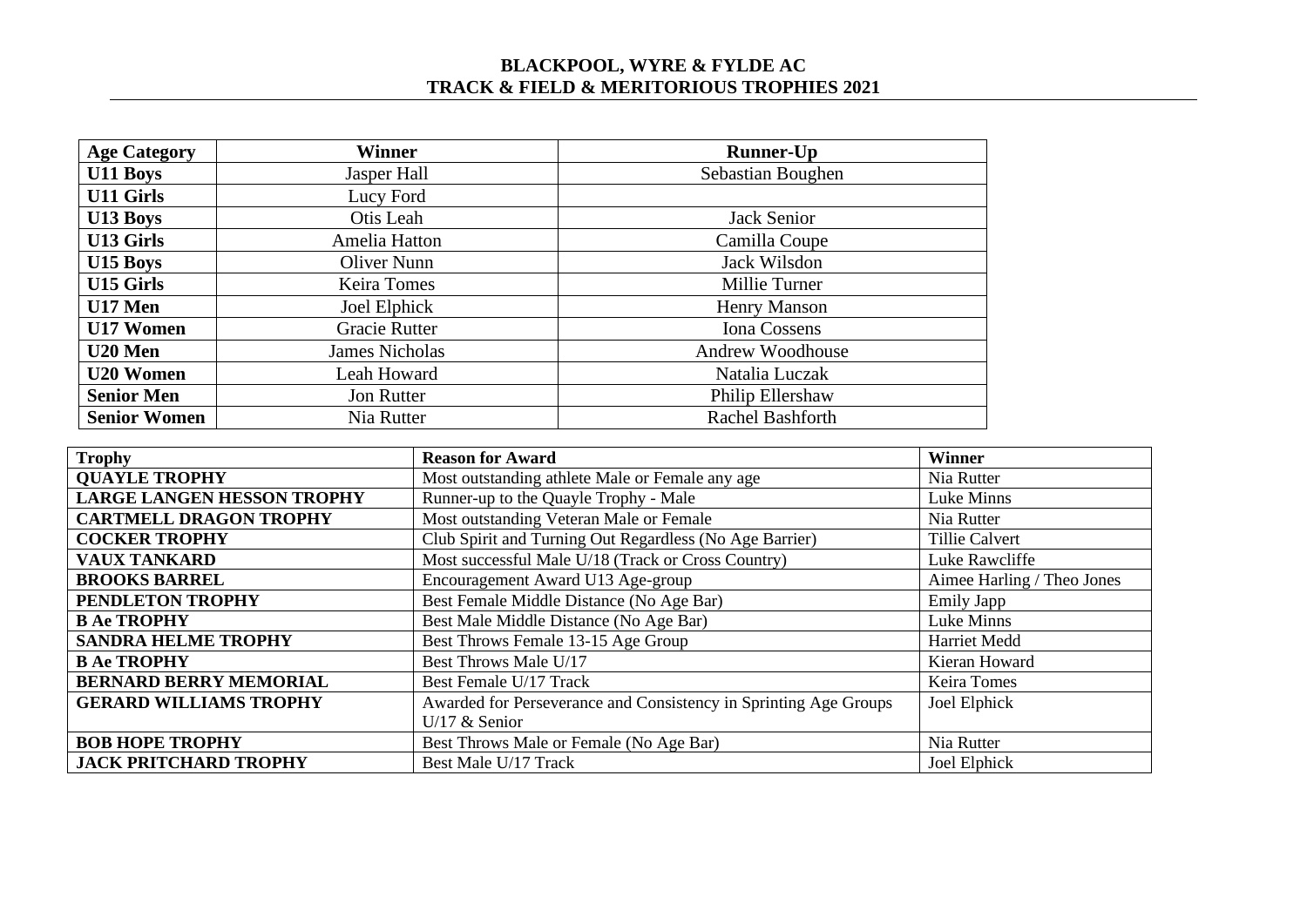# BLACKPOOL, WYRE & FYLDE AC
## TRACK & FIELD & MERITORIOUS TROPHIES 2021

| Age Category | Winner | Runner-Up |
|---|---|---|
| **U11 Boys** | Jasper Hall | Sebastian Boughen |
| **U11 Girls** | Lucy Ford | |
| **U13 Boys** | Otis Leah | Jack Senior |
| **U13 Girls** | Amelia Hatton | Camilla Coupe |
| **U15 Boys** | Oliver Nunn | Jack Wilsdon |
| **U15 Girls** | Keira Tomes | Millie Turner |
| **U17 Men** | Joel Elphick | Henry Manson |
| **U17 Women** | Gracie Rutter | Iona Cossens |
| **U20 Men** | James Nicholas | Andrew Woodhouse |
| **U20 Women** | Leah Howard | Natalia Luczak |
| **Senior Men** | Jon Rutter | Philip Ellershaw |
| **Senior Women** | Nia Rutter | Rachel Bashforth |

| Trophy | Reason for Award | Winner |
|---|---|---|
| **QUAYLE TROPHY** | Most outstanding athlete Male or Female any age | Nia Rutter |
| **LARGE LANGEN HESSON TROPHY** | Runner-up to the Quayle Trophy - Male | Luke Minns |
| **CARTMELL DRAGON TROPHY** | Most outstanding Veteran Male or Female | Nia Rutter |
| **COCKER TROPHY** | Club Spirit and Turning Out Regardless (No Age Barrier) | Tillie Calvert |
| **VAUX TANKARD** | Most successful Male U/18 (Track or Cross Country) | Luke Rawcliffe |
| **BROOKS BARREL** | Encouragement Award U13 Age-group | Aimee Harling / Theo Jones |
| **PENDLETON TROPHY** | Best Female Middle Distance (No Age Bar) | Emily Japp |
| **B Ae TROPHY** | Best Male Middle Distance (No Age Bar) | Luke Minns |
| **SANDRA HELME TROPHY** | Best Throws Female 13-15 Age Group | Harriet Medd |
| **B Ae TROPHY** | Best Throws Male U/17 | Kieran Howard |
| **BERNARD BERRY MEMORIAL** | Best Female U/17 Track | Keira Tomes |
| **GERARD WILLIAMS TROPHY** | Awarded for Perseverance and Consistency in Sprinting Age Groups U/17 & Senior | Joel Elphick |
| **BOB HOPE TROPHY** | Best Throws Male or Female (No Age Bar) | Nia Rutter |
| **JACK PRITCHARD TROPHY** | Best Male U/17 Track | Joel Elphick |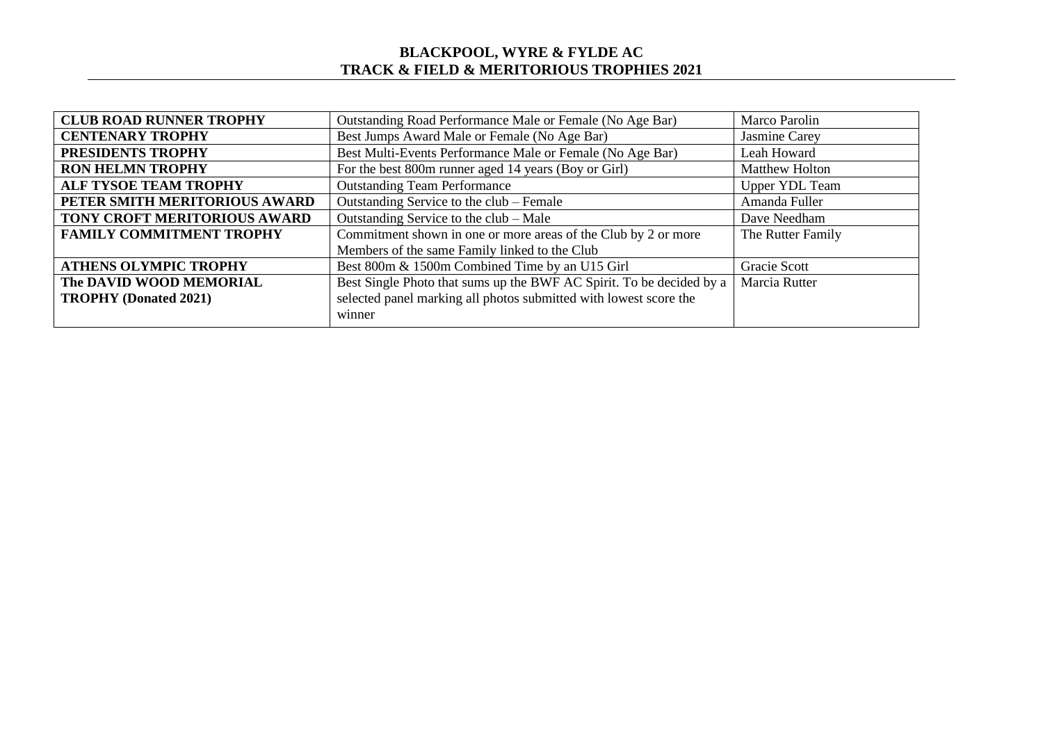# BLACKPOOL, WYRE & FYLDE AC
## TRACK & FIELD & MERITORIOUS TROPHIES 2021

| | | |
|---|---|---|
| **CLUB ROAD RUNNER TROPHY** | Outstanding Road Performance Male or Female (No Age Bar) | Marco Parolin |
| **CENTENARY TROPHY** | Best Jumps Award Male or Female (No Age Bar) | Jasmine Carey |
| **PRESIDENTS TROPHY** | Best Multi-Events Performance Male or Female (No Age Bar) | Leah Howard |
| **RON HELMN TROPHY** | For the best 800m runner aged 14 years (Boy or Girl) | Matthew Holton |
| **ALF TYSOE TEAM TROPHY** | Outstanding Team Performance | Upper YDL Team |
| **PETER SMITH MERITORIOUS AWARD** | Outstanding Service to the club – Female | Amanda Fuller |
| **TONY CROFT MERITORIOUS AWARD** | Outstanding Service to the club – Male | Dave Needham |
| **FAMILY COMMITMENT TROPHY** | Commitment shown in one or more areas of the Club by 2 or more Members of the same Family linked to the Club | The Rutter Family |
| **ATHENS OLYMPIC TROPHY** | Best 800m & 1500m Combined Time by an U15 Girl | Gracie Scott |
| **The DAVID WOOD MEMORIAL TROPHY (Donated 2021)** | Best Single Photo that sums up the BWF AC Spirit. To be decided by a selected panel marking all photos submitted with lowest score the winner | Marcia Rutter |